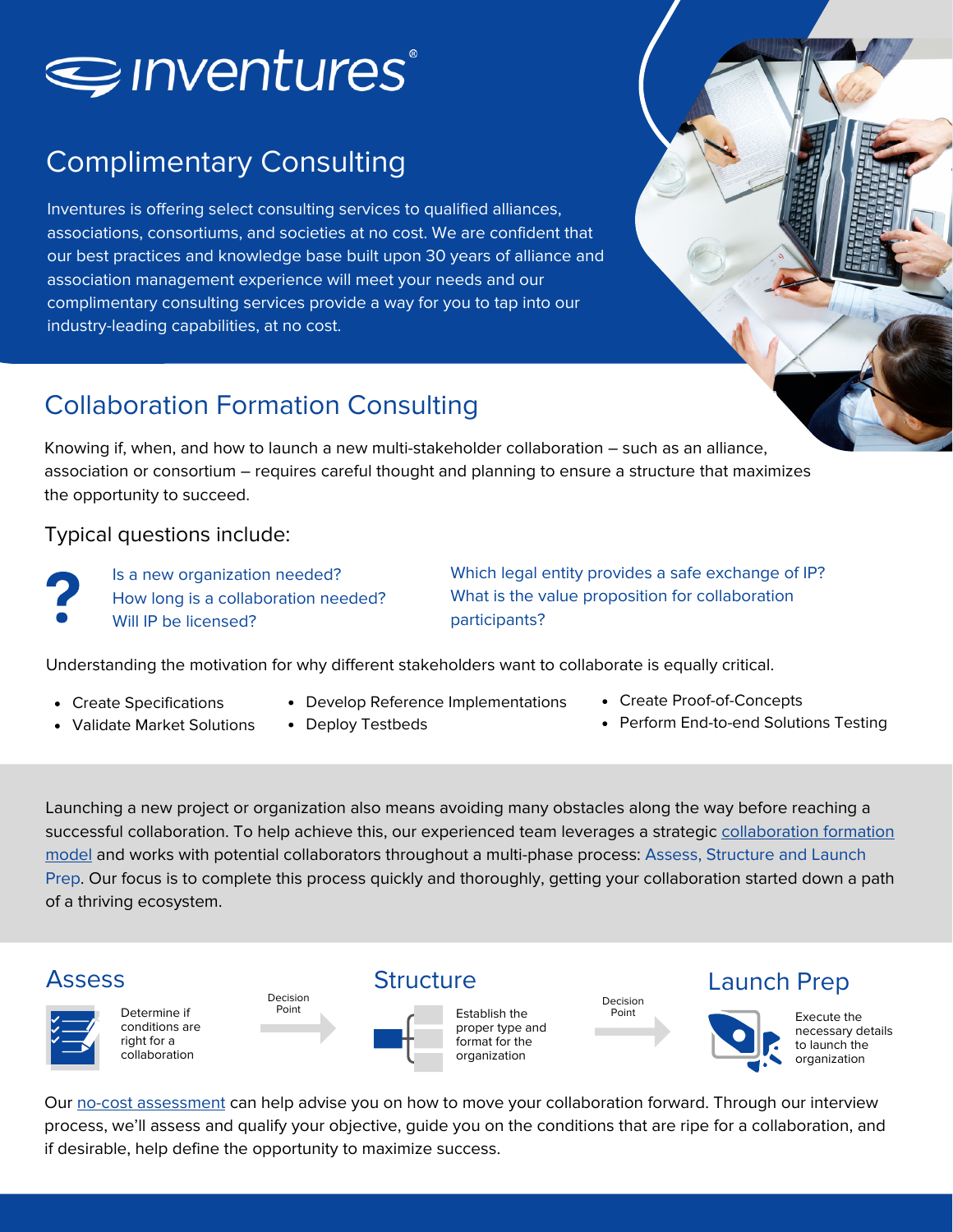# inventures®

## Complimentary Consulting

Inventures is offering select consulting services to qualified alliances, associations, consortiums, and societies at no cost. We are confident that our best practices and knowledge base built upon 30 years of alliance and association management experience will meet your needs and our complimentary consulting services provide a way for you to tap into our industry-leading capabilities, at no cost.

## Collaboration Formation Consulting

Knowing if, when, and how to launch a new multi-stakeholder collaboration – such as an alliance, association or consortium – requires careful thought and planning to ensure a structure that maximizes the opportunity to succeed.

### Typical questions include:

- Is a new organization needed?
- How long is a collaboration needed?
- Will IP be licensed?
- Which legal entity provides a safe exchange of IP?
- What is the value proposition for collaboration participants?

Understanding the motivation for why different stakeholders want to collaborate is equally critical.

- Create Specifications
- Validate Market Solutions
- Develop Reference Implementations
- Deploy Testbeds
- Create Proof-of-Concepts
- Perform End-to-end Solutions Testing

Launching a new project or organization also means avoiding many obstacles along the way before reaching a successful collaboration. To help achieve this, our experienced team leverages a strategic collaboration formation model and works with potential collaborators throughout a multi-phase process: Assess, Structure and Launch Prep. Our focus is to complete this process quickly and thoroughly, getting your collaboration started down a path of a thriving ecosystem.

### Assess

Determine if conditions are right for a collaboration

Decision Point →

### Structure

Establish the proper type and format for the organization

Decision Point →

### Launch Prep

Execute the necessary details to launch the organization

Our no-cost assessment can help advise you on how to move your collaboration forward. Through our interview process, we'll assess and qualify your objective, guide you on the conditions that are ripe for a collaboration, and if desirable, help define the opportunity to maximize success.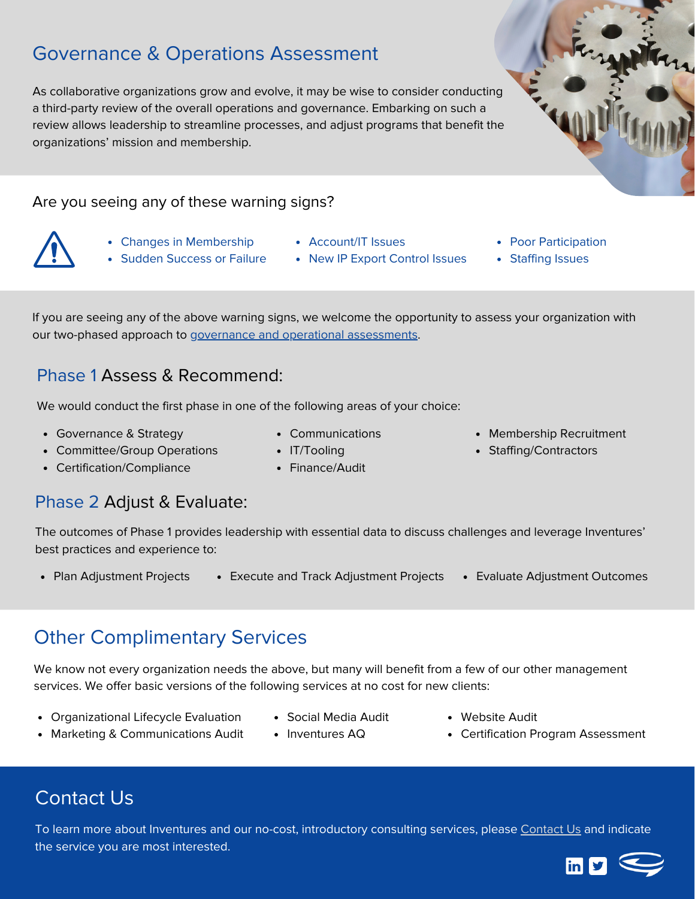## Governance & Operations Assessment

As collaborative organizations grow and evolve, it may be wise to consider conducting a third-party review of the overall operations and governance. Embarking on such a review allows leadership to streamline processes, and adjust programs that benefit the organizations' mission and membership.

### Are you seeing any of these warning signs?

- Changes in Membership
- Sudden Success or Failure
- Account/IT Issues
- New IP Export Control Issues
- Poor Participation
- Staffing Issues

If you are seeing any of the above warning signs, we welcome the opportunity to assess your organization with our two-phased approach to governance and operational assessments.

### Phase 1 Assess & Recommend:

We would conduct the first phase in one of the following areas of your choice:

- Governance & Strategy
- Committee/Group Operations
- Certification/Compliance
- Communications
- IT/Tooling
- Finance/Audit
- Membership Recruitment
- Staffing/Contractors

### Phase 2 Adjust & Evaluate:

The outcomes of Phase 1 provides leadership with essential data to discuss challenges and leverage Inventures' best practices and experience to:

- Plan Adjustment Projects
- Execute and Track Adjustment Projects
- Evaluate Adjustment Outcomes

## Other Complimentary Services

We know not every organization needs the above, but many will benefit from a few of our other management services. We offer basic versions of the following services at no cost for new clients:

- Organizational Lifecycle Evaluation
- Marketing & Communications Audit
- Social Media Audit
- Inventures AQ
- Website Audit
- Certification Program Assessment

## Contact Us

To learn more about Inventures and our no-cost, introductory consulting services, please Contact Us and indicate the service you are most interested.